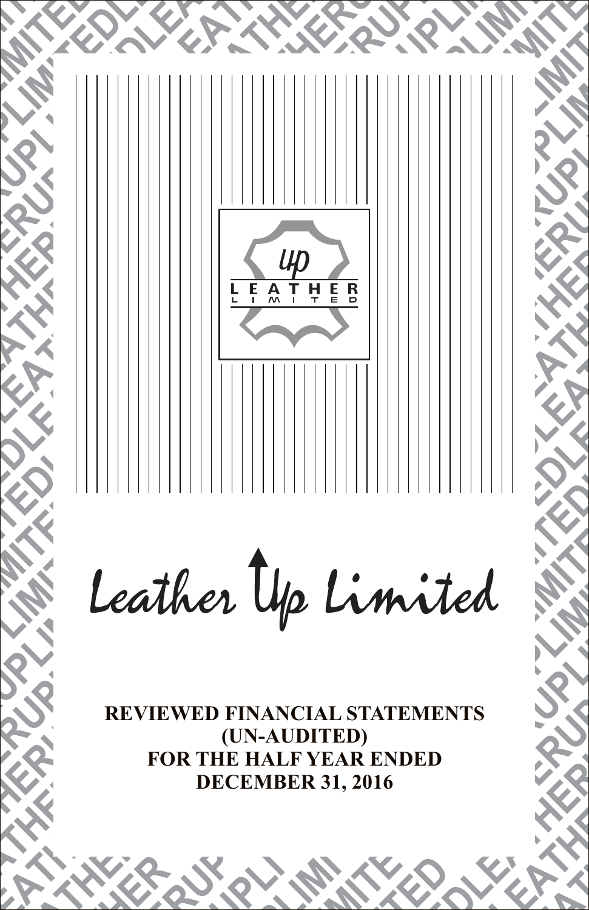# Leather Up Limited

**REVIEWED FINANCIAL STATEMENTS (UN-AUDITED) FOR THE HALF YEAR ENDED DECEMBER 31, 2016**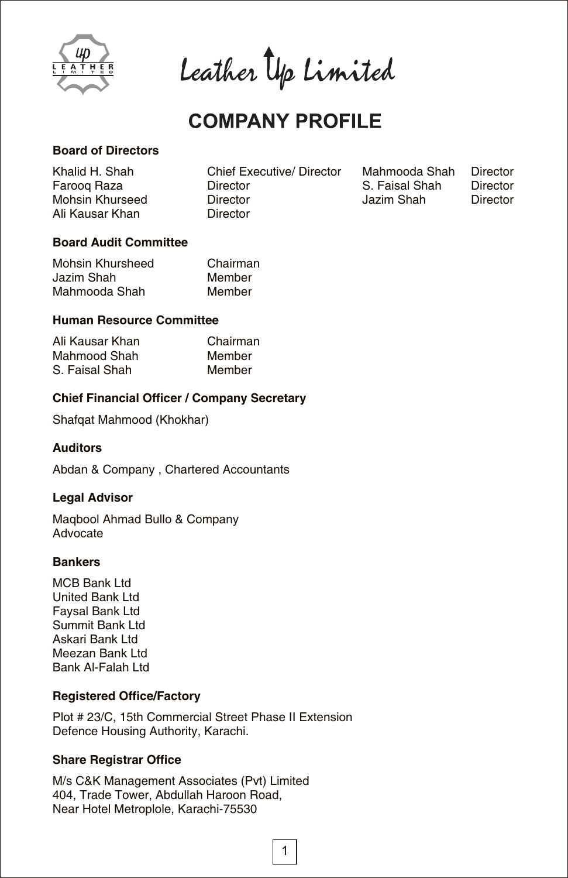# Leather Up Limited

## COMPANY PROFILE

### Board of Directors

| | | | |
|---|---|---|---|
| Khalid H. Shah | Chief Executive/ Director | Mahmooda Shah | Director |
| Farooq Raza | Director | S. Faisal Shah | Director |
| Mohsin Khurseed | Director | Jazim Shah | Director |
| Ali Kausar Khan | Director | | |

### Board Audit Committee

| | |
|---|---|
| Mohsin Khursheed | Chairman |
| Jazim Shah | Member |
| Mahmooda Shah | Member |

### Human Resource Committee

| | |
|---|---|
| Ali Kausar Khan | Chairman |
| Mahmood Shah | Member |
| S. Faisal Shah | Member |

### Chief Financial Officer / Company Secretary

Shafqat Mahmood (Khokhar)

### Auditors

Abdan & Company , Chartered Accountants

### Legal Advisor

Maqbool Ahmad Bullo & Company
Advocate

### Bankers

MCB Bank Ltd
United Bank Ltd
Faysal Bank Ltd
Summit Bank Ltd
Askari Bank Ltd
Meezan Bank Ltd
Bank Al-Falah Ltd

### Registered Office/Factory

Plot # 23/C, 15th Commercial Street Phase II Extension
Defence Housing Authority, Karachi.

### Share Registrar Office

M/s C&K Management Associates (Pvt) Limited
404, Trade Tower, Abdullah Haroon Road,
Near Hotel Metroplole, Karachi-75530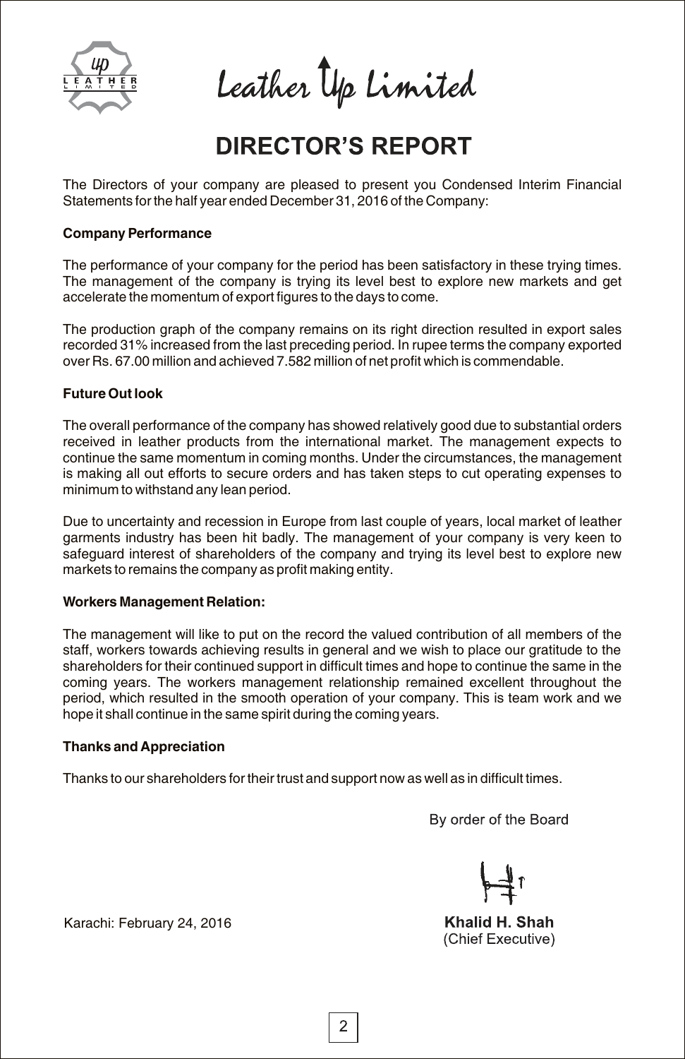# Leather Up Limited

## DIRECTOR'S REPORT

The Directors of your company are pleased to present you Condensed Interim Financial Statements for the half year ended December 31, 2016 of the Company:

**Company Performance**

The performance of your company for the period has been satisfactory in these trying times. The management of the company is trying its level best to explore new markets and get accelerate the momentum of export figures to the days to come.

The production graph of the company remains on its right direction resulted in export sales recorded 31% increased from the last preceding period. In rupee terms the company exported over Rs. 67.00 million and achieved 7.582 million of net profit which is commendable.

**Future Out look**

The overall performance of the company has showed relatively good due to substantial orders received in leather products from the international market. The management expects to continue the same momentum in coming months. Under the circumstances, the management is making all out efforts to secure orders and has taken steps to cut operating expenses to minimum to withstand any lean period.

Due to uncertainty and recession in Europe from last couple of years, local market of leather garments industry has been hit badly. The management of your company is very keen to safeguard interest of shareholders of the company and trying its level best to explore new markets to remains the company as profit making entity.

**Workers Management Relation:**

The management will like to put on the record the valued contribution of all members of the staff, workers towards achieving results in general and we wish to place our gratitude to the shareholders for their continued support in difficult times and hope to continue the same in the coming years. The workers management relationship remained excellent throughout the period, which resulted in the smooth operation of your company. This is team work and we hope it shall continue in the same spirit during the coming years.

**Thanks and Appreciation**

Thanks to our shareholders for their trust and support now as well as in difficult times.

By order of the Board

Karachi: February 24, 2016

**Khalid H. Shah**
(Chief Executive)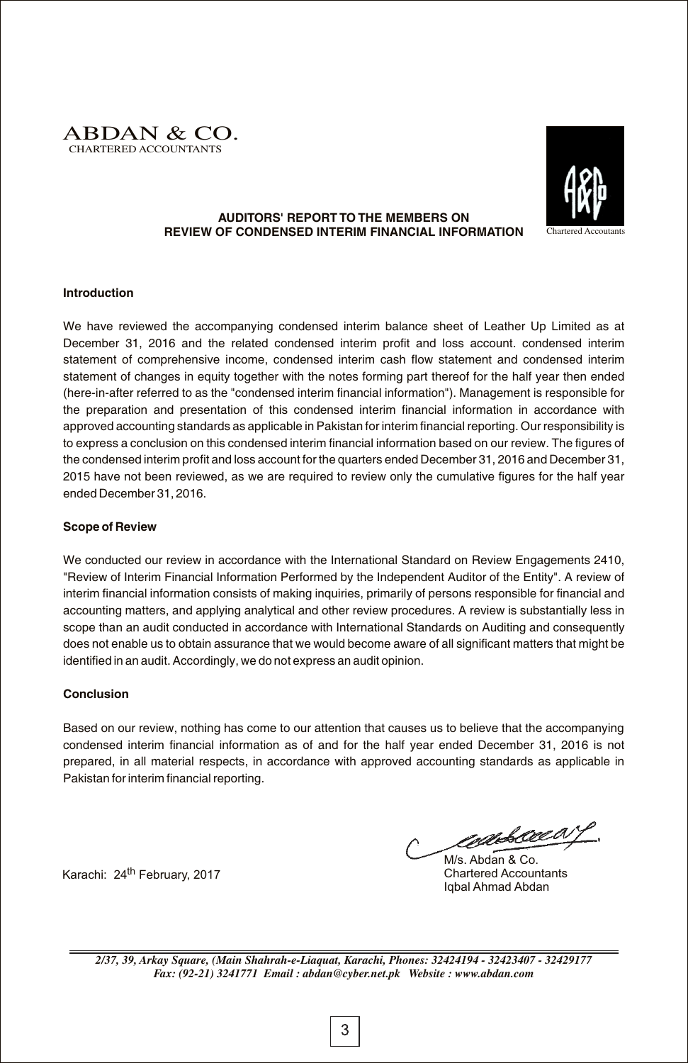**ABDAN & CO.**
CHARTERED ACCOUNTANTS

Chartered Accoutants

## AUDITORS' REPORT TO THE MEMBERS ON REVIEW OF CONDENSED INTERIM FINANCIAL INFORMATION

### Introduction

We have reviewed the accompanying condensed interim balance sheet of Leather Up Limited as at December 31, 2016 and the related condensed interim profit and loss account. condensed interim statement of comprehensive income, condensed interim cash flow statement and condensed interim statement of changes in equity together with the notes forming part thereof for the half year then ended (here-in-after referred to as the "condensed interim financial information"). Management is responsible for the preparation and presentation of this condensed interim financial information in accordance with approved accounting standards as applicable in Pakistan for interim financial reporting. Our responsibility is to express a conclusion on this condensed interim financial information based on our review. The figures of the condensed interim profit and loss account for the quarters ended December 31, 2016 and December 31, 2015 have not been reviewed, as we are required to review only the cumulative figures for the half year ended December 31, 2016.

### Scope of Review

We conducted our review in accordance with the International Standard on Review Engagements 2410, "Review of Interim Financial Information Performed by the Independent Auditor of the Entity". A review of interim financial information consists of making inquiries, primarily of persons responsible for financial and accounting matters, and applying analytical and other review procedures. A review is substantially less in scope than an audit conducted in accordance with International Standards on Auditing and consequently does not enable us to obtain assurance that we would become aware of all significant matters that might be identified in an audit. Accordingly, we do not express an audit opinion.

### Conclusion

Based on our review, nothing has come to our attention that causes us to believe that the accompanying condensed interim financial information as of and for the half year ended December 31, 2016 is not prepared, in all material respects, in accordance with approved accounting standards as applicable in Pakistan for interim financial reporting.

Karachi: 24th February, 2017

M/s. Abdan & Co.
Chartered Accountants
Iqbal Ahmad Abdan

*2/37, 39, Arkay Square, (Main Shahrah-e-Liaquat, Karachi, Phones: 32424194 - 32423407 - 32429177*
*Fax: (92-21) 3241771 Email : abdan@cyber.net.pk Website : www.abdan.com*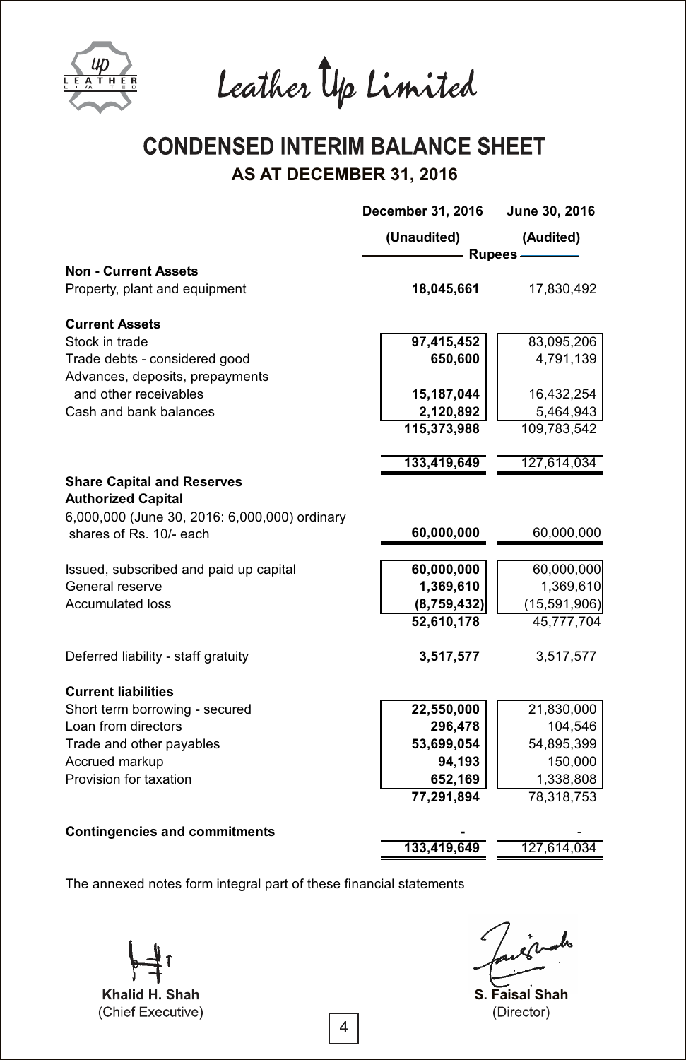# Leather Up Limited

## CONDENSED INTERIM BALANCE SHEET

### AS AT DECEMBER 31, 2016

| | December 31, 2016 | June 30, 2016 |
|---|---|---|
| | (Unaudited) | (Audited) |
| | Rupees | |
| **Non - Current Assets** | | |
| Property, plant and equipment | **18,045,661** | 17,830,492 |
| **Current Assets** | | |
| Stock in trade | **97,415,452** | 83,095,206 |
| Trade debts - considered good | **650,600** | 4,791,139 |
| Advances, deposits, prepayments and other receivables | **15,187,044** | 16,432,254 |
| Cash and bank balances | **2,120,892** | 5,464,943 |
| | **115,373,988** | 109,783,542 |
| | **133,419,649** | 127,614,034 |
| **Share Capital and Reserves** | | |
| **Authorized Capital** | | |
| 6,000,000 (June 30, 2016: 6,000,000) ordinary shares of Rs. 10/- each | **60,000,000** | 60,000,000 |
| Issued, subscribed and paid up capital | **60,000,000** | 60,000,000 |
| General reserve | **1,369,610** | 1,369,610 |
| Accumulated loss | **(8,759,432)** | (15,591,906) |
| | **52,610,178** | 45,777,704 |
| Deferred liability - staff gratuity | **3,517,577** | 3,517,577 |
| **Current liabilities** | | |
| Short term borrowing - secured | **22,550,000** | 21,830,000 |
| Loan from directors | **296,478** | 104,546 |
| Trade and other payables | **53,699,054** | 54,895,399 |
| Accrued markup | **94,193** | 150,000 |
| Provision for taxation | **652,169** | 1,338,808 |
| | **77,291,894** | 78,318,753 |
| **Contingencies and commitments** | **-** | - |
| | **133,419,649** | 127,614,034 |

The annexed notes form integral part of these financial statements

**Khalid H. Shah**
(Chief Executive)

**S. Faisal Shah**
(Director)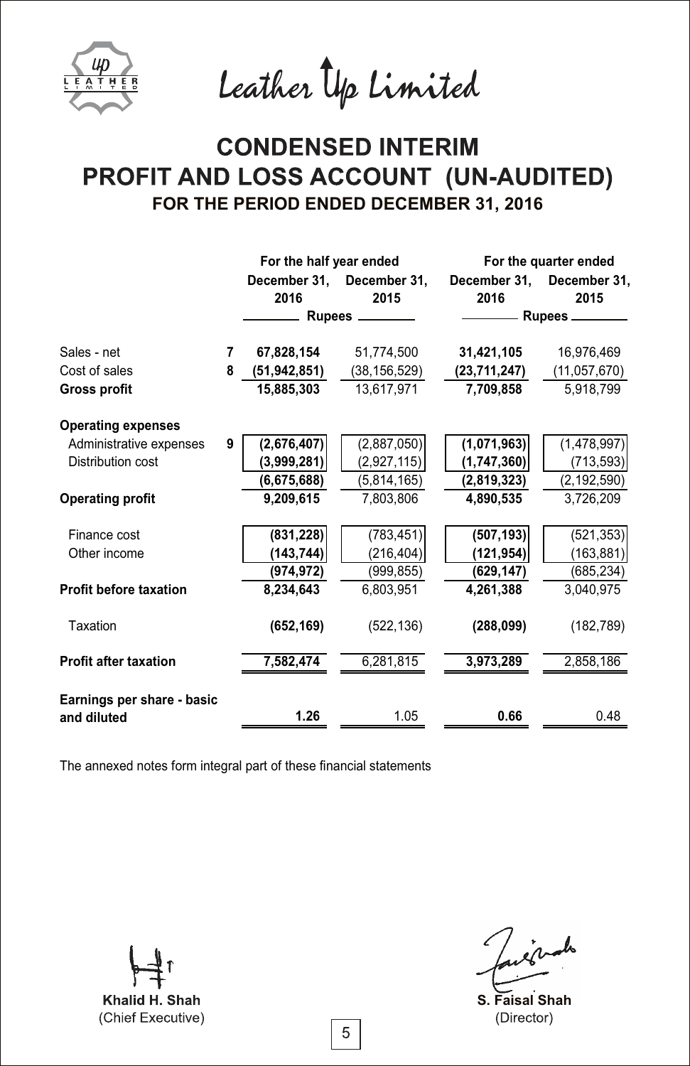# Leather Up Limited

## CONDENSED INTERIM PROFIT AND LOSS ACCOUNT (UN-AUDITED)

### FOR THE PERIOD ENDED DECEMBER 31, 2016

| | | For the half year ended | | For the quarter ended | |
|---|---|---|---|---|---|
| | | December 31, 2016 | December 31, 2015 | December 31, 2016 | December 31, 2015 |
| | | Rupees | | Rupees | |
| Sales - net | 7 | **67,828,154** | 51,774,500 | **31,421,105** | 16,976,469 |
| Cost of sales | 8 | **(51,942,851)** | (38,156,529) | **(23,711,247)** | (11,057,670) |
| **Gross profit** | | **15,885,303** | 13,617,971 | **7,709,858** | 5,918,799 |
| **Operating expenses** | | | | | |
| Administrative expenses | 9 | **(2,676,407)** | (2,887,050) | **(1,071,963)** | (1,478,997) |
| Distribution cost | | **(3,999,281)** | (2,927,115) | **(1,747,360)** | (713,593) |
| | | **(6,675,688)** | (5,814,165) | **(2,819,323)** | (2,192,590) |
| **Operating profit** | | **9,209,615** | 7,803,806 | **4,890,535** | 3,726,209 |
| Finance cost | | **(831,228)** | (783,451) | **(507,193)** | (521,353) |
| Other income | | **(143,744)** | (216,404) | **(121,954)** | (163,881) |
| | | **(974,972)** | (999,855) | **(629,147)** | (685,234) |
| **Profit before taxation** | | **8,234,643** | 6,803,951 | **4,261,388** | 3,040,975 |
| Taxation | | **(652,169)** | (522,136) | **(288,099)** | (182,789) |
| **Profit after taxation** | | **7,582,474** | 6,281,815 | **3,973,289** | 2,858,186 |
| **Earnings per share - basic and diluted** | | **1.26** | 1.05 | **0.66** | 0.48 |

The annexed notes form integral part of these financial statements

**Khalid H. Shah**
(Chief Executive)

**S. Faisal Shah**
(Director)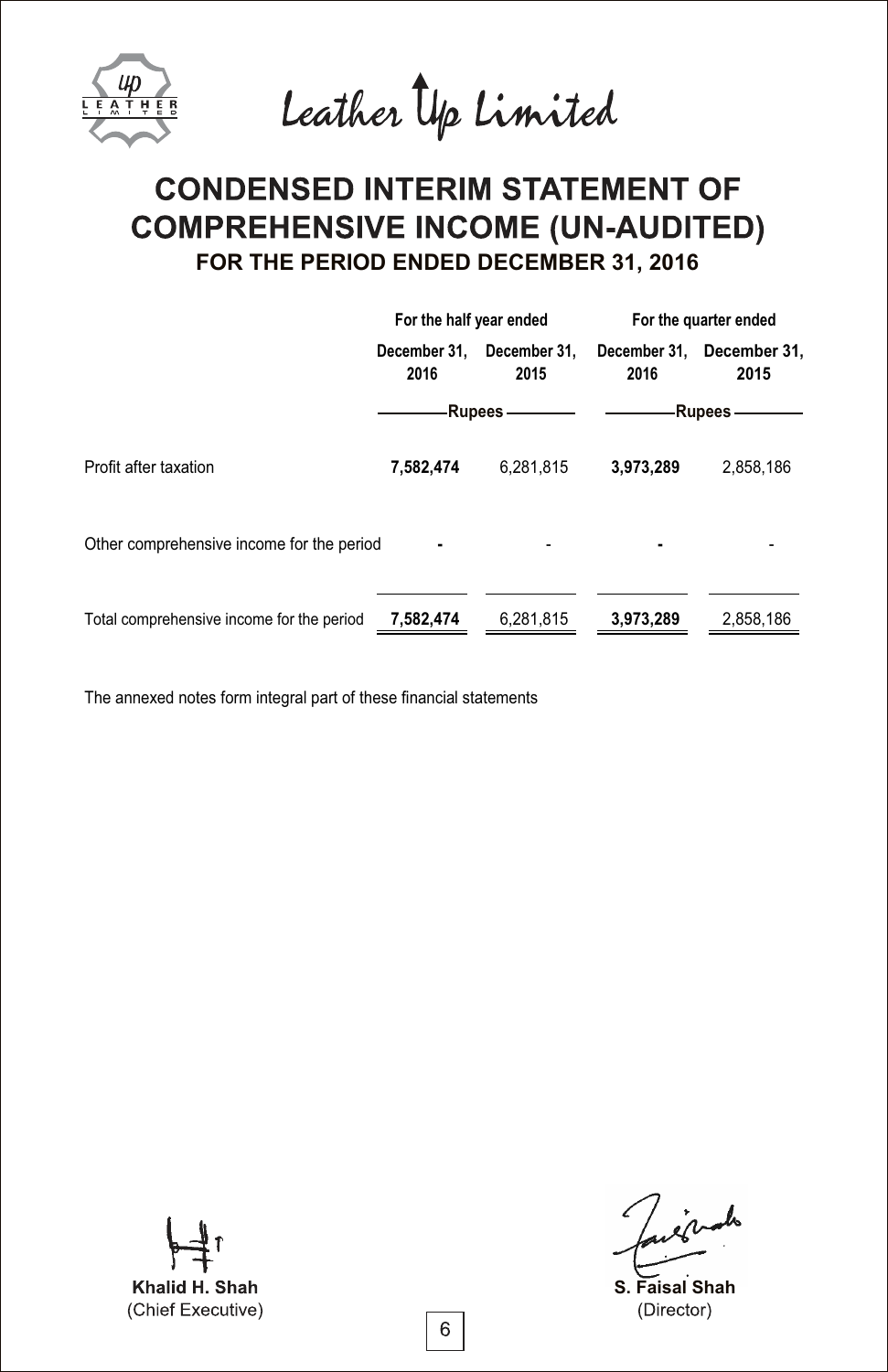# Leather Up Limited

# CONDENSED INTERIM STATEMENT OF COMPREHENSIVE INCOME (UN-AUDITED)

## FOR THE PERIOD ENDED DECEMBER 31, 2016

| | For the half year ended | | For the quarter ended | |
|---|---|---|---|---|
| | December 31, 2016 | December 31, 2015 | December 31, 2016 | December 31, 2015 |
| | Rupees | | Rupees | |
| Profit after taxation | **7,582,474** | 6,281,815 | **3,973,289** | 2,858,186 |
| Other comprehensive income for the period | **-** | - | **-** | - |
| Total comprehensive income for the period | **7,582,474** | 6,281,815 | **3,973,289** | 2,858,186 |

The annexed notes form integral part of these financial statements

**Khalid H. Shah**
(Chief Executive)

**S. Faisal Shah**
(Director)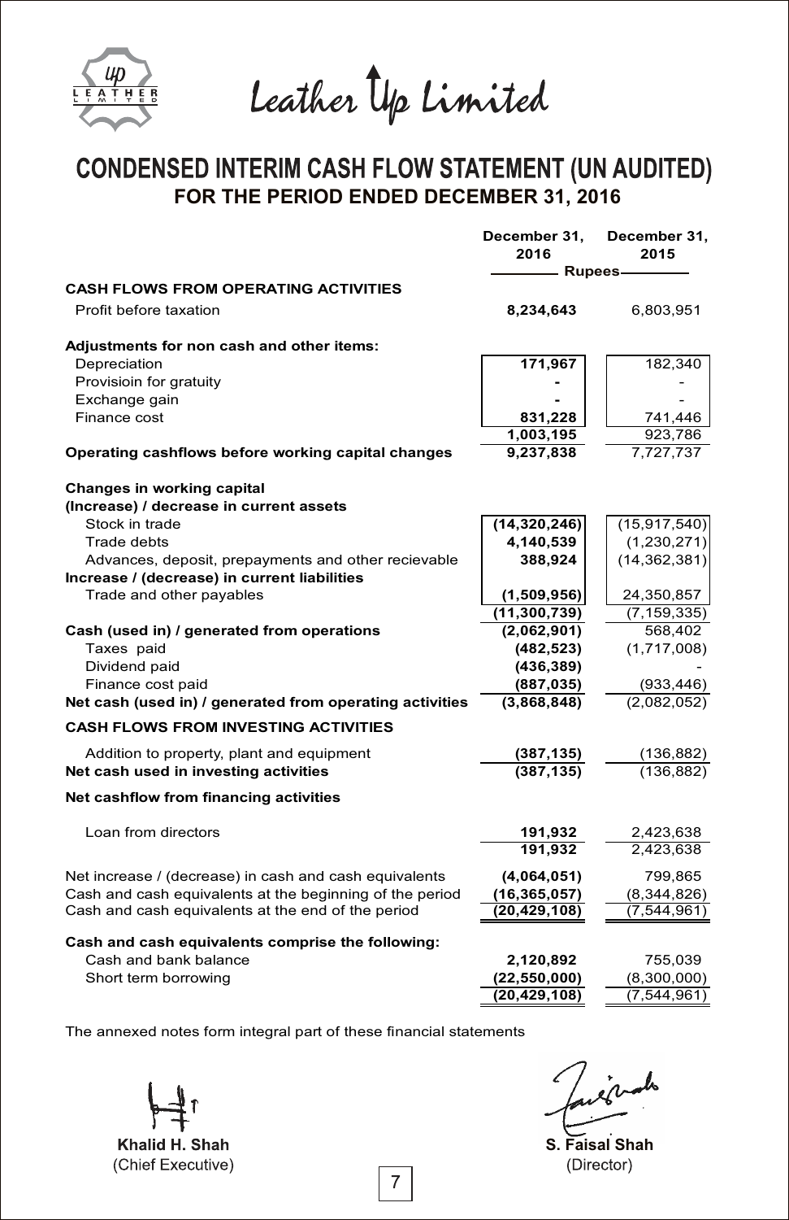# Leather Up Limited

## CONDENSED INTERIM CASH FLOW STATEMENT (UN AUDITED)
### FOR THE PERIOD ENDED DECEMBER 31, 2016

| | December 31, 2016 | December 31, 2015 |
|---|---|---|
| | Rupees | |
| **CASH FLOWS FROM OPERATING ACTIVITIES** | | |
| Profit before taxation | **8,234,643** | 6,803,951 |
| **Adjustments for non cash and other items:** | | |
| Depreciation | **171,967** | 182,340 |
| Provisioin for gratuity | **-** | - |
| Exchange gain | **-** | - |
| Finance cost | **831,228** | 741,446 |
| | **1,003,195** | 923,786 |
| **Operating cashflows before working capital changes** | **9,237,838** | 7,727,737 |
| **Changes in working capital** | | |
| **(Increase) / decrease in current assets** | | |
| Stock in trade | **(14,320,246)** | (15,917,540) |
| Trade debts | **4,140,539** | (1,230,271) |
| Advances, deposit, prepayments and other recievable | **388,924** | (14,362,381) |
| **Increase / (decrease) in current liabilities** | | |
| Trade and other payables | **(1,509,956)** | 24,350,857 |
| | **(11,300,739)** | (7,159,335) |
| **Cash (used in) / generated from operations** | **(2,062,901)** | 568,402 |
| Taxes paid | **(482,523)** | (1,717,008) |
| Dividend paid | **(436,389)** | - |
| Finance cost paid | **(887,035)** | (933,446) |
| **Net cash (used in) / generated from operating activities** | **(3,868,848)** | (2,082,052) |
| **CASH FLOWS FROM INVESTING ACTIVITIES** | | |
| Addition to property, plant and equipment | **(387,135)** | (136,882) |
| **Net cash used in investing activities** | **(387,135)** | (136,882) |
| **Net cashflow from financing activities** | | |
| Loan from directors | **191,932** | 2,423,638 |
| | **191,932** | 2,423,638 |
| Net increase / (decrease) in cash and cash equivalents | **(4,064,051)** | 799,865 |
| Cash and cash equivalents at the beginning of the period | **(16,365,057)** | (8,344,826) |
| Cash and cash equivalents at the end of the period | **(20,429,108)** | (7,544,961) |
| **Cash and cash equivalents comprise the following:** | | |
| Cash and bank balance | **2,120,892** | 755,039 |
| Short term borrowing | **(22,550,000)** | (8,300,000) |
| | **(20,429,108)** | (7,544,961) |

The annexed notes form integral part of these financial statements

**Khalid H. Shah**
(Chief Executive)

**S. Faisal Shah**
(Director)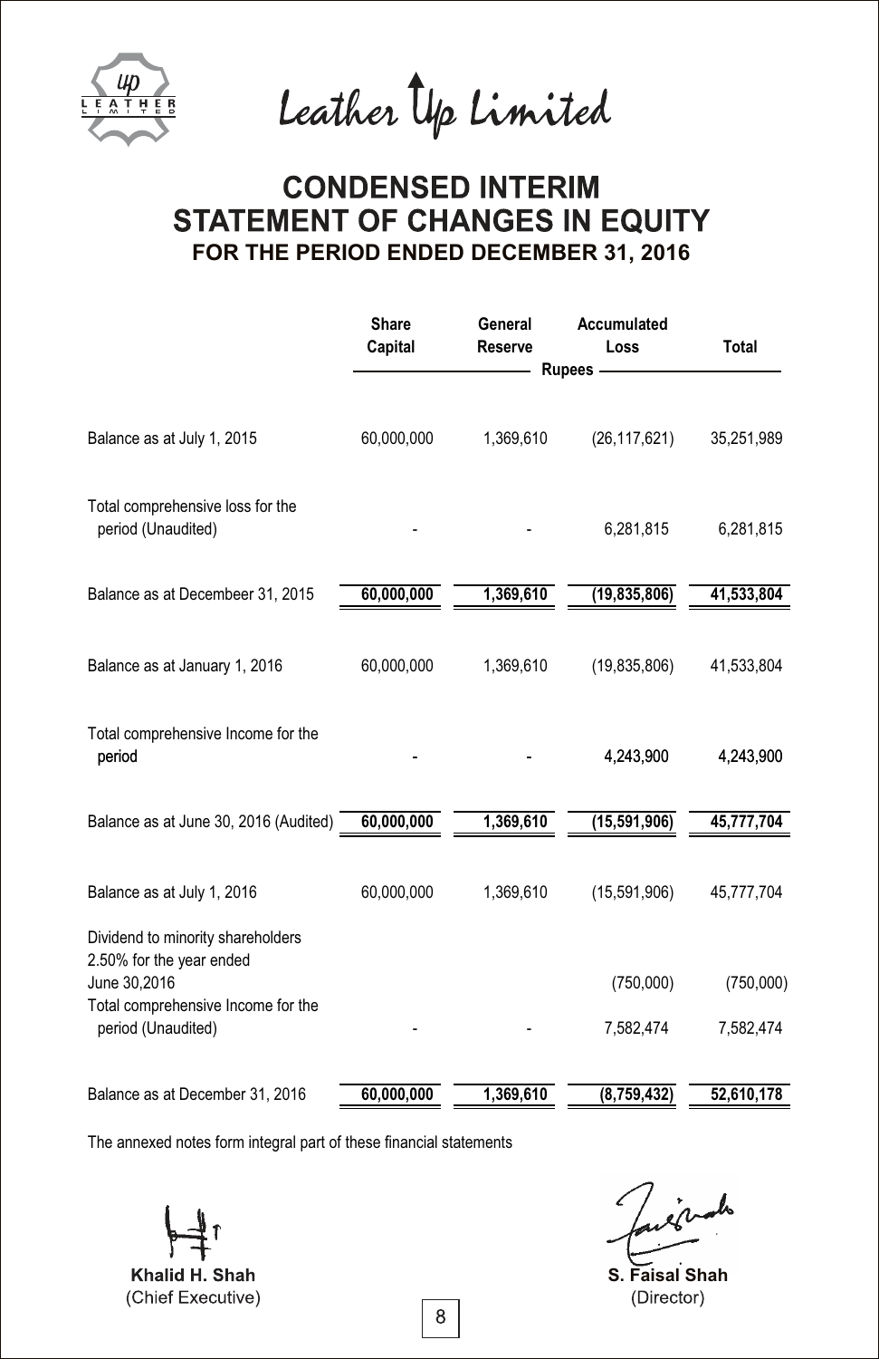Leather Up Limited

# CONDENSED INTERIM STATEMENT OF CHANGES IN EQUITY

## FOR THE PERIOD ENDED DECEMBER 31, 2016

| | Share Capital | General Reserve | Accumulated Loss | Total |
|---|---|---|---|---|
| | Rupees | | | |
| Balance as at July 1, 2015 | 60,000,000 | 1,369,610 | (26,117,621) | 35,251,989 |
| Total comprehensive loss for the period (Unaudited) | - | - | 6,281,815 | 6,281,815 |
| Balance as at Decembeer 31, 2015 | **60,000,000** | **1,369,610** | **(19,835,806)** | **41,533,804** |
| Balance as at January 1, 2016 | 60,000,000 | 1,369,610 | (19,835,806) | 41,533,804 |
| Total comprehensive Income for the period | - | - | 4,243,900 | 4,243,900 |
| Balance as at June 30, 2016 (Audited) | **60,000,000** | **1,369,610** | **(15,591,906)** | **45,777,704** |
| Balance as at July 1, 2016 | 60,000,000 | 1,369,610 | (15,591,906) | 45,777,704 |
| Dividend to minority shareholders 2.50% for the year ended June 30,2016 | | | (750,000) | (750,000) |
| Total comprehensive Income for the period (Unaudited) | - | - | 7,582,474 | 7,582,474 |
| Balance as at December 31, 2016 | **60,000,000** | **1,369,610** | **(8,759,432)** | **52,610,178** |

The annexed notes form integral part of these financial statements

**Khalid H. Shah**
(Chief Executive)

**S. Faisal Shah**
(Director)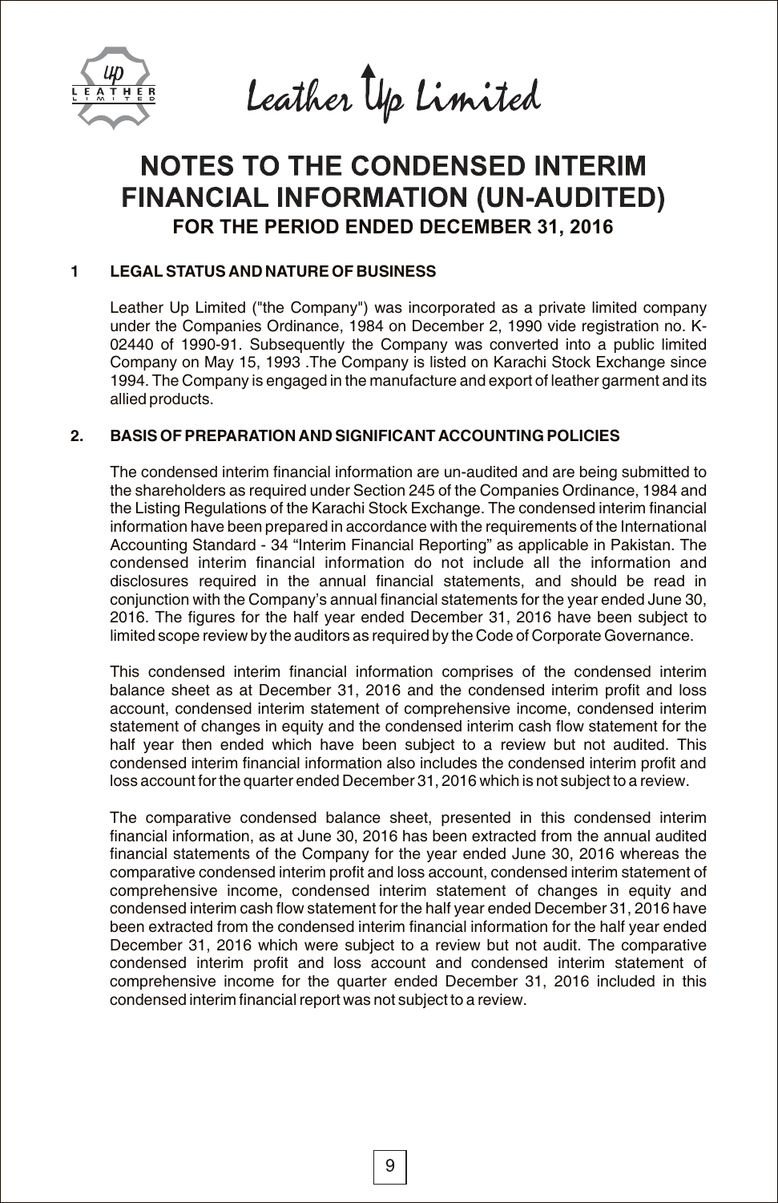# NOTES TO THE CONDENSED INTERIM FINANCIAL INFORMATION (UN-AUDITED)

## FOR THE PERIOD ENDED DECEMBER 31, 2016

### 1 LEGAL STATUS AND NATURE OF BUSINESS

Leather Up Limited ("the Company") was incorporated as a private limited company under the Companies Ordinance, 1984 on December 2, 1990 vide registration no. K-02440 of 1990-91. Subsequently the Company was converted into a public limited Company on May 15, 1993 .The Company is listed on Karachi Stock Exchange since 1994. The Company is engaged in the manufacture and export of leather garment and its allied products.

### 2. BASIS OF PREPARATION AND SIGNIFICANT ACCOUNTING POLICIES

The condensed interim financial information are un-audited and are being submitted to the shareholders as required under Section 245 of the Companies Ordinance, 1984 and the Listing Regulations of the Karachi Stock Exchange. The condensed interim financial information have been prepared in accordance with the requirements of the International Accounting Standard - 34 "Interim Financial Reporting" as applicable in Pakistan. The condensed interim financial information do not include all the information and disclosures required in the annual financial statements, and should be read in conjunction with the Company's annual financial statements for the year ended June 30, 2016. The figures for the half year ended December 31, 2016 have been subject to limited scope review by the auditors as required by the Code of Corporate Governance.

This condensed interim financial information comprises of the condensed interim balance sheet as at December 31, 2016 and the condensed interim profit and loss account, condensed interim statement of comprehensive income, condensed interim statement of changes in equity and the condensed interim cash flow statement for the half year then ended which have been subject to a review but not audited. This condensed interim financial information also includes the condensed interim profit and loss account for the quarter ended December 31, 2016 which is not subject to a review.

The comparative condensed balance sheet, presented in this condensed interim financial information, as at June 30, 2016 has been extracted from the annual audited financial statements of the Company for the year ended June 30, 2016 whereas the comparative condensed interim profit and loss account, condensed interim statement of comprehensive income, condensed interim statement of changes in equity and condensed interim cash flow statement for the half year ended December 31, 2016 have been extracted from the condensed interim financial information for the half year ended December 31, 2016 which were subject to a review but not audit. The comparative condensed interim profit and loss account and condensed interim statement of comprehensive income for the quarter ended December 31, 2016 included in this condensed interim financial report was not subject to a review.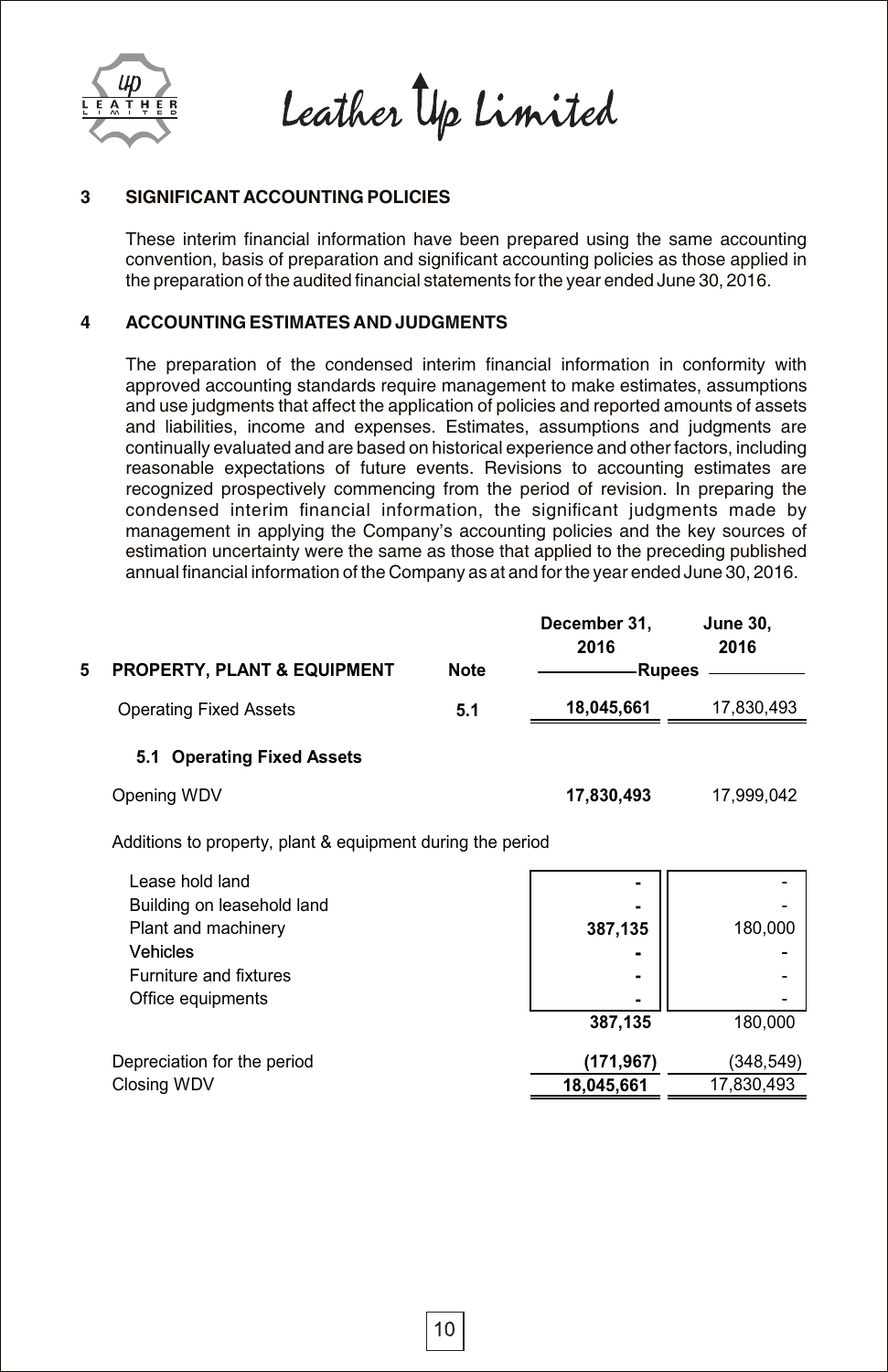## 3 SIGNIFICANT ACCOUNTING POLICIES

These interim financial information have been prepared using the same accounting convention, basis of preparation and significant accounting policies as those applied in the preparation of the audited financial statements for the year ended June 30, 2016.

## 4 ACCOUNTING ESTIMATES AND JUDGMENTS

The preparation of the condensed interim financial information in conformity with approved accounting standards require management to make estimates, assumptions and use judgments that affect the application of policies and reported amounts of assets and liabilities, income and expenses. Estimates, assumptions and judgments are continually evaluated and are based on historical experience and other factors, including reasonable expectations of future events. Revisions to accounting estimates are recognized prospectively commencing from the period of revision. In preparing the condensed interim financial information, the significant judgments made by management in applying the Company's accounting policies and the key sources of estimation uncertainty were the same as those that applied to the preceding published annual financial information of the Company as at and for the year ended June 30, 2016.

| 5 PROPERTY, PLANT & EQUIPMENT | Note | December 31, 2016 | June 30, 2016 |
|---|---|---|---|
| | | Rupees | |
| Operating Fixed Assets | 5.1 | **18,045,661** | 17,830,493 |

**5.1 Operating Fixed Assets**

| | December 31, 2016 | June 30, 2016 |
|---|---|---|
| Opening WDV | **17,830,493** | 17,999,042 |
| Additions to property, plant & equipment during the period | | |
| Lease hold land | **-** | - |
| Building on leasehold land | **-** | - |
| Plant and machinery | **387,135** | 180,000 |
| Vehicles | **-** | - |
| Furniture and fixtures | **-** | - |
| Office equipments | **-** | - |
| | **387,135** | 180,000 |
| Depreciation for the period | **(171,967)** | (348,549) |
| Closing WDV | **18,045,661** | 17,830,493 |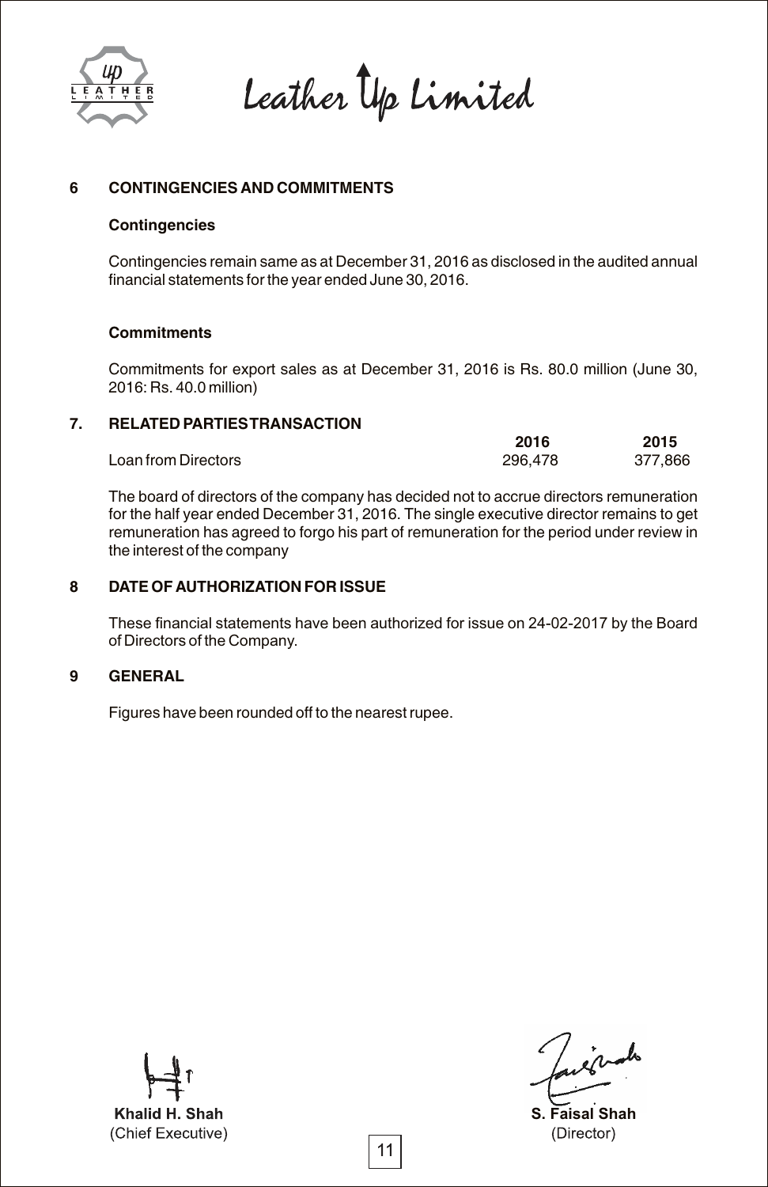Leather Up Limited

## 6 CONTINGENCIES AND COMMITMENTS

### Contingencies

Contingencies remain same as at December 31, 2016 as disclosed in the audited annual financial statements for the year ended June 30, 2016.

### Commitments

Commitments for export sales as at December 31, 2016 is Rs. 80.0 million (June 30, 2016: Rs. 40.0 million)

## 7. RELATED PARTIESTRANSACTION

| | 2016 | 2015 |
|---|---|---|
| Loan from Directors | 296,478 | 377,866 |

The board of directors of the company has decided not to accrue directors remuneration for the half year ended December 31, 2016. The single executive director remains to get remuneration has agreed to forgo his part of remuneration for the period under review in the interest of the company

## 8 DATE OF AUTHORIZATION FOR ISSUE

These financial statements have been authorized for issue on 24-02-2017 by the Board of Directors of the Company.

## 9 GENERAL

Figures have been rounded off to the nearest rupee.

**Khalid H. Shah**
(Chief Executive)

**S. Faisal Shah**
(Director)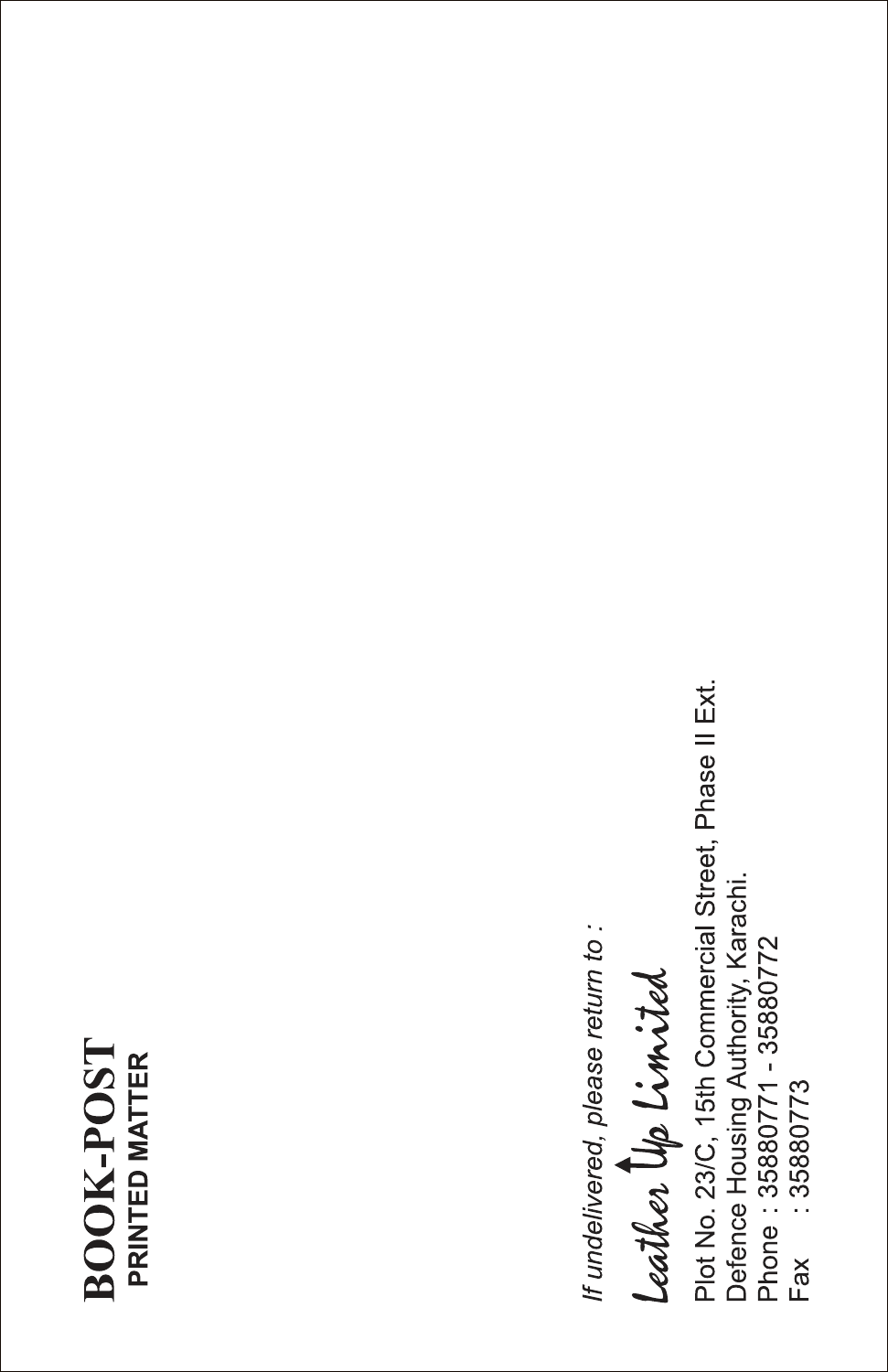**BOOK-POST**
**PRINTED MATTER**

*If undelivered, please return to :*

Leather Up Limited

Plot No. 23/C, 15th Commercial Street, Phase II Ext.
Defence Housing Authority, Karachi.
Phone : 35880771 - 35880772
Fax : 35880773